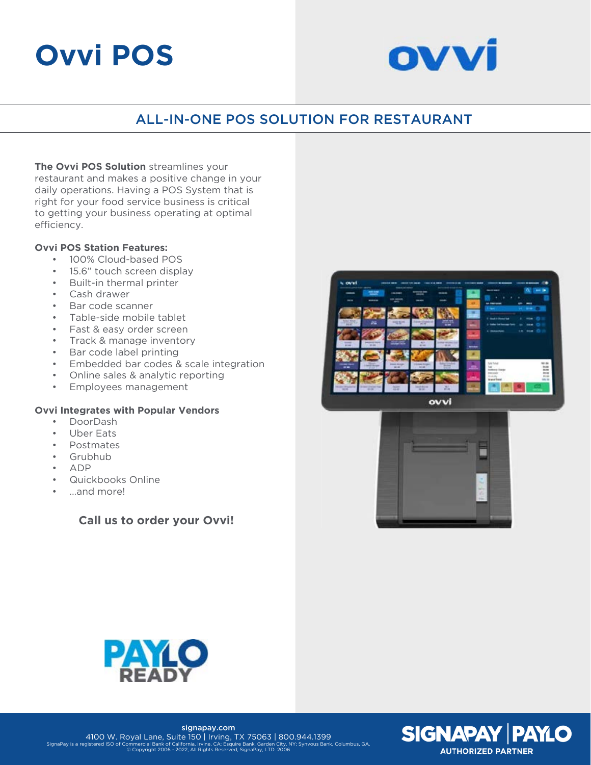# Ovvi POS

## ALL-IN-ONE POS SOLUTION FOR RESTAURANT

**The Ovvi POS Solution** streamlines your restaurant and makes a positive change in your daily operations. Having a POS System that is right for your food service business is critical to getting your business operating at optimal efficiency.

**Ovvi POS Station Features:**

- 100% Cloud-based POS
- 15.6" touch screen display
- Built-in thermal printer
- Cash drawer
- Bar code scanner
- Table-side mobile tablet
- Fast & easy order screen
- Track & manage inventory
- Bar code label printing
- Embedded bar codes & scale integration
- Online sales & analytic reporting
- Employees management

**Ovvi Integrates with Popular Vendors**

- DoorDash
- Uber Eats
- Postmates
- Grubhub
- ADP
- Quickbooks Online
- ...and more!

**Call us to order your Ovvi!**

PAYLO READY

signapay.com
4100 W. Royal Lane, Suite 150 | Irving, TX 75063 | 800.944.1399
SignaPay is a registered ISO of Commercial Bank of California, Irvine, CA; Esquire Bank, Garden City, NY; Synvous Bank, Columbus, GA.
© Copyright 2006 - 2022, All Rights Reserved, SignaPay, LTD. 2006

SIGNAPAY | PAYLO
AUTHORIZED PARTNER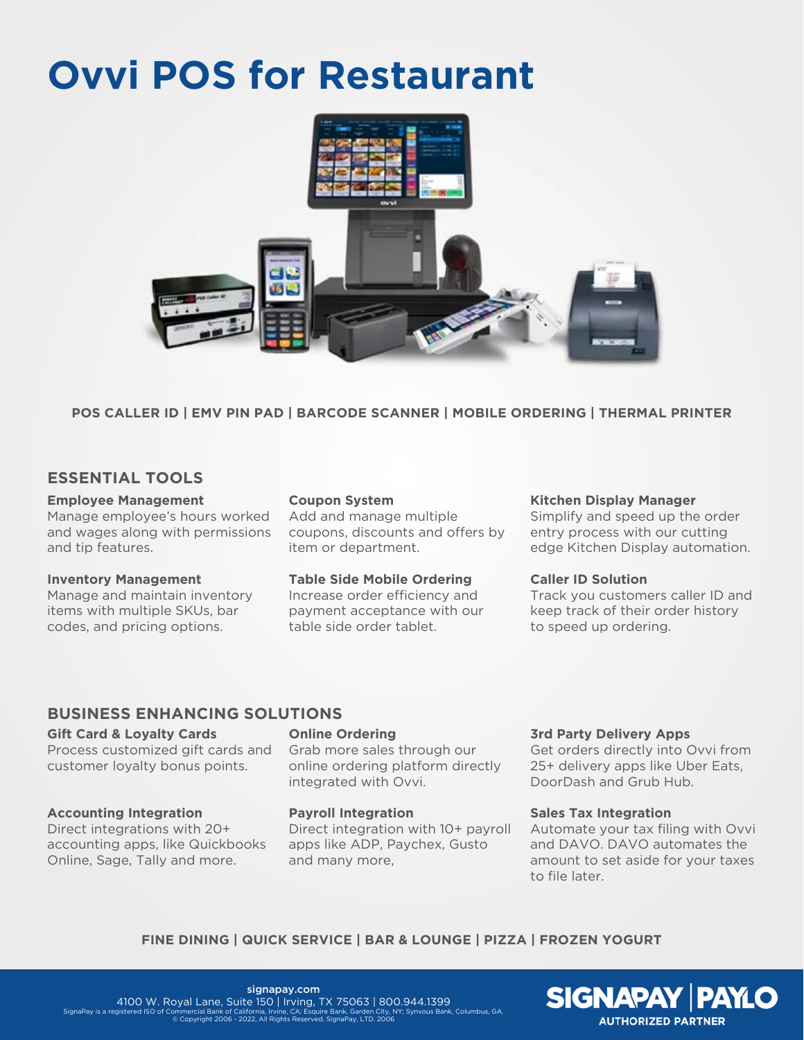# Ovvi POS for Restaurant

**POS CALLER ID | EMV PIN PAD | BARCODE SCANNER | MOBILE ORDERING | THERMAL PRINTER**

## ESSENTIAL TOOLS

**Employee Management**
Manage employee's hours worked and wages along with permissions and tip features.

**Inventory Management**
Manage and maintain inventory items with multiple SKUs, bar codes, and pricing options.

**Coupon System**
Add and manage multiple coupons, discounts and offers by item or department.

**Table Side Mobile Ordering**
Increase order efficiency and payment acceptance with our table side order tablet.

**Kitchen Display Manager**
Simplify and speed up the order entry process with our cutting edge Kitchen Display automation.

**Caller ID Solution**
Track you customers caller ID and keep track of their order history to speed up ordering.

## BUSINESS ENHANCING SOLUTIONS

**Gift Card & Loyalty Cards**
Process customized gift cards and customer loyalty bonus points.

**Accounting Integration**
Direct integrations with 20+ accounting apps, like Quickbooks Online, Sage, Tally and more.

**Online Ordering**
Grab more sales through our online ordering platform directly integrated with Ovvi.

**Payroll Integration**
Direct integration with 10+ payroll apps like ADP, Paychex, Gusto and many more,

**3rd Party Delivery Apps**
Get orders directly into Ovvi from 25+ delivery apps like Uber Eats, DoorDash and Grub Hub.

**Sales Tax Integration**
Automate your tax filing with Ovvi and DAVO. DAVO automates the amount to set aside for your taxes to file later.

**FINE DINING | QUICK SERVICE | BAR & LOUNGE | PIZZA | FROZEN YOGURT**

signapay.com
4100 W. Royal Lane, Suite 150 | Irving, TX 75063 | 800.944.1399
SignaPay is a registered ISO of Commercial Bank of California, Irvine, CA; Esquire Bank, Garden City, NY; Synvous Bank, Columbus, GA.
© Copyright 2006 - 2022, All Rights Reserved, SignaPay, LTD. 2006

SIGNAPAY | PAYLO
AUTHORIZED PARTNER